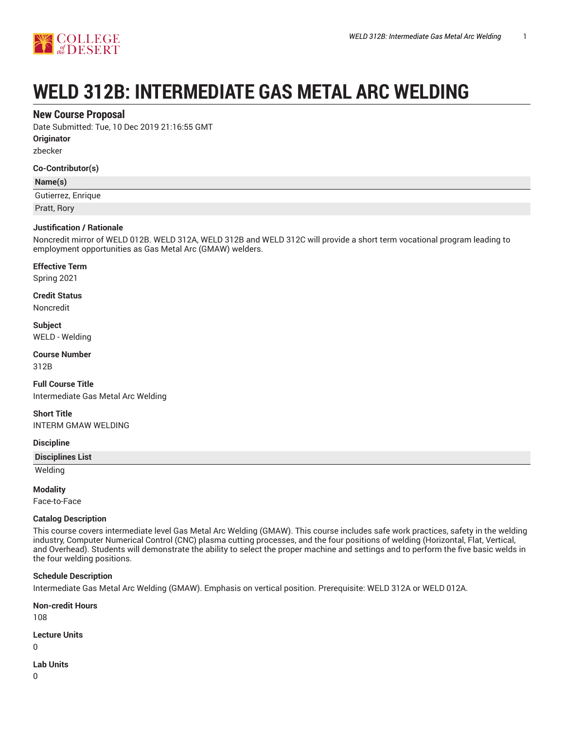# WELD 312B: INTERMEDIATE GAS METAL ARC WELDING

## New Course Proposal

Date Submitted: Tue, 10 Dec 2019 21:16:55 GMT

**Originator**

zbecker

**Co-Contributor(s)**

| Name(s) |
| --- |
| Gutierrez, Enrique |
| Pratt, Rory |

**Justification / Rationale**

Noncredit mirror of WELD 012B. WELD 312A, WELD 312B and WELD 312C will provide a short term vocational program leading to employment opportunities as Gas Metal Arc (GMAW) welders.

**Effective Term**

Spring 2021

**Credit Status**

Noncredit

**Subject**

WELD - Welding

**Course Number**

312B

**Full Course Title**

Intermediate Gas Metal Arc Welding

**Short Title**

INTERM GMAW WELDING

**Discipline**

| Disciplines List |
| --- |
| Welding |

**Modality**

Face-to-Face

**Catalog Description**

This course covers intermediate level Gas Metal Arc Welding (GMAW). This course includes safe work practices, safety in the welding industry, Computer Numerical Control (CNC) plasma cutting processes, and the four positions of welding (Horizontal, Flat, Vertical, and Overhead). Students will demonstrate the ability to select the proper machine and settings and to perform the five basic welds in the four welding positions.

**Schedule Description**

Intermediate Gas Metal Arc Welding (GMAW). Emphasis on vertical position. Prerequisite: WELD 312A or WELD 012A.

**Non-credit Hours**

108

**Lecture Units**

0

**Lab Units**

0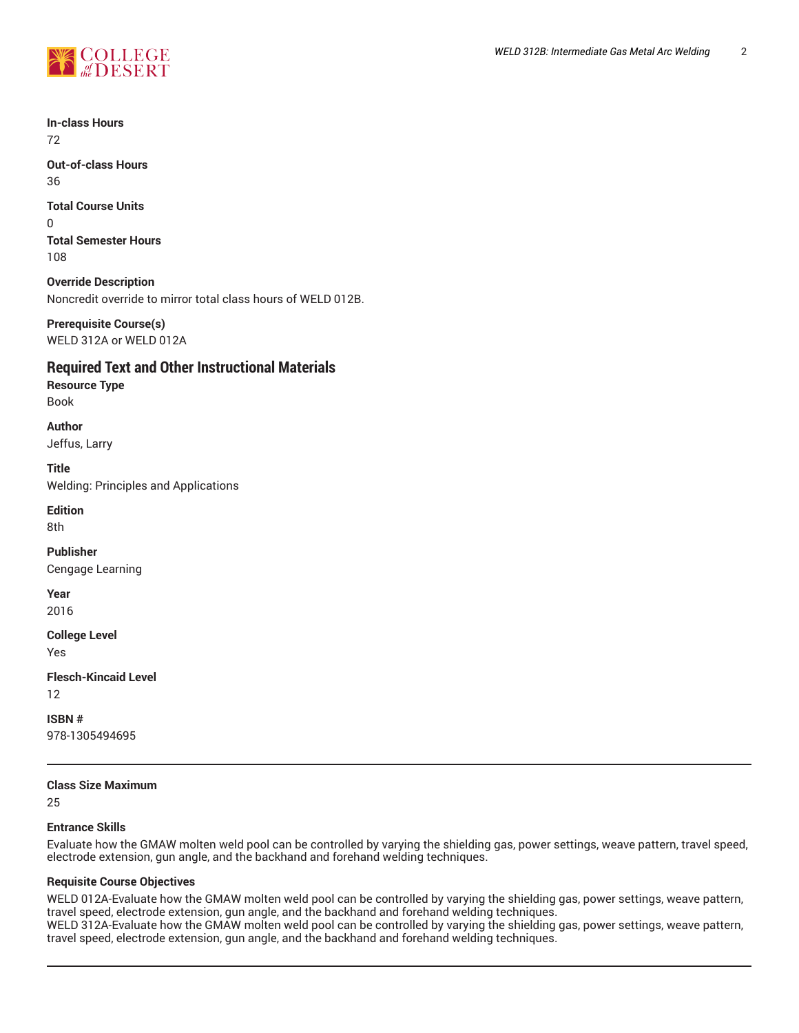**In-class Hours**
72

**Out-of-class Hours**
36

**Total Course Units**
0

**Total Semester Hours**
108

**Override Description**
Noncredit override to mirror total class hours of WELD 012B.

**Prerequisite Course(s)**
WELD 312A or WELD 012A

## Required Text and Other Instructional Materials

**Resource Type**
Book

**Author**
Jeffus, Larry

**Title**
Welding: Principles and Applications

**Edition**
8th

**Publisher**
Cengage Learning

**Year**
2016

**College Level**
Yes

**Flesch-Kincaid Level**
12

**ISBN #**
978-1305494695

---

**Class Size Maximum**
25

**Entrance Skills**
Evaluate how the GMAW molten weld pool can be controlled by varying the shielding gas, power settings, weave pattern, travel speed, electrode extension, gun angle, and the backhand and forehand welding techniques.

**Requisite Course Objectives**
WELD 012A-Evaluate how the GMAW molten weld pool can be controlled by varying the shielding gas, power settings, weave pattern, travel speed, electrode extension, gun angle, and the backhand and forehand welding techniques.
WELD 312A-Evaluate how the GMAW molten weld pool can be controlled by varying the shielding gas, power settings, weave pattern, travel speed, electrode extension, gun angle, and the backhand and forehand welding techniques.

---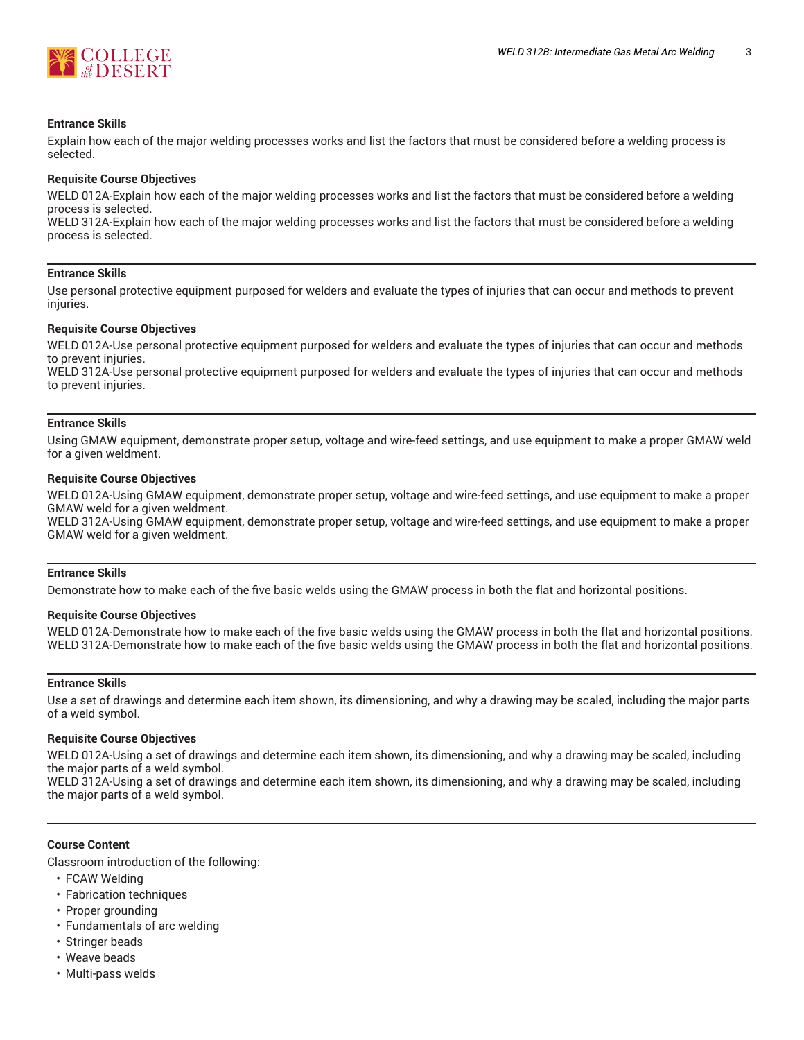**Entrance Skills**

Explain how each of the major welding processes works and list the factors that must be considered before a welding process is selected.

**Requisite Course Objectives**

WELD 012A-Explain how each of the major welding processes works and list the factors that must be considered before a welding process is selected.
WELD 312A-Explain how each of the major welding processes works and list the factors that must be considered before a welding process is selected.

---

**Entrance Skills**

Use personal protective equipment purposed for welders and evaluate the types of injuries that can occur and methods to prevent injuries.

**Requisite Course Objectives**

WELD 012A-Use personal protective equipment purposed for welders and evaluate the types of injuries that can occur and methods to prevent injuries.
WELD 312A-Use personal protective equipment purposed for welders and evaluate the types of injuries that can occur and methods to prevent injuries.

---

**Entrance Skills**

Using GMAW equipment, demonstrate proper setup, voltage and wire-feed settings, and use equipment to make a proper GMAW weld for a given weldment.

**Requisite Course Objectives**

WELD 012A-Using GMAW equipment, demonstrate proper setup, voltage and wire-feed settings, and use equipment to make a proper GMAW weld for a given weldment.
WELD 312A-Using GMAW equipment, demonstrate proper setup, voltage and wire-feed settings, and use equipment to make a proper GMAW weld for a given weldment.

---

**Entrance Skills**

Demonstrate how to make each of the five basic welds using the GMAW process in both the flat and horizontal positions.

**Requisite Course Objectives**

WELD 012A-Demonstrate how to make each of the five basic welds using the GMAW process in both the flat and horizontal positions.
WELD 312A-Demonstrate how to make each of the five basic welds using the GMAW process in both the flat and horizontal positions.

---

**Entrance Skills**

Use a set of drawings and determine each item shown, its dimensioning, and why a drawing may be scaled, including the major parts of a weld symbol.

**Requisite Course Objectives**

WELD 012A-Using a set of drawings and determine each item shown, its dimensioning, and why a drawing may be scaled, including the major parts of a weld symbol.
WELD 312A-Using a set of drawings and determine each item shown, its dimensioning, and why a drawing may be scaled, including the major parts of a weld symbol.

---

**Course Content**

Classroom introduction of the following:

- FCAW Welding
- Fabrication techniques
- Proper grounding
- Fundamentals of arc welding
- Stringer beads
- Weave beads
- Multi-pass welds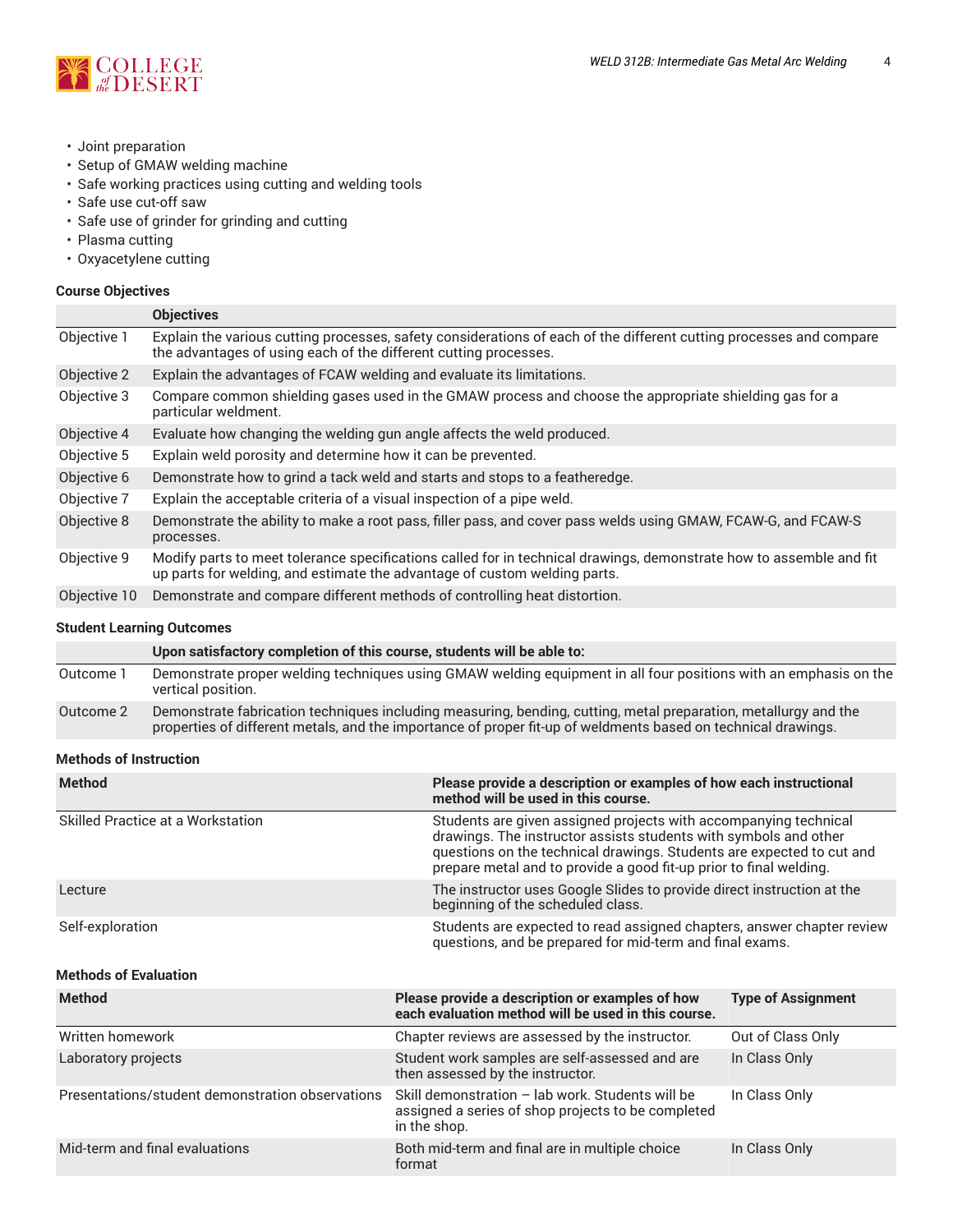- Joint preparation
- Setup of GMAW welding machine
- Safe working practices using cutting and welding tools
- Safe use cut-off saw
- Safe use of grinder for grinding and cutting
- Plasma cutting
- Oxyacetylene cutting

### Course Objectives

| | Objectives |
|---|---|
| Objective 1 | Explain the various cutting processes, safety considerations of each of the different cutting processes and compare the advantages of using each of the different cutting processes. |
| Objective 2 | Explain the advantages of FCAW welding and evaluate its limitations. |
| Objective 3 | Compare common shielding gases used in the GMAW process and choose the appropriate shielding gas for a particular weldment. |
| Objective 4 | Evaluate how changing the welding gun angle affects the weld produced. |
| Objective 5 | Explain weld porosity and determine how it can be prevented. |
| Objective 6 | Demonstrate how to grind a tack weld and starts and stops to a featheredge. |
| Objective 7 | Explain the acceptable criteria of a visual inspection of a pipe weld. |
| Objective 8 | Demonstrate the ability to make a root pass, filler pass, and cover pass welds using GMAW, FCAW-G, and FCAW-S processes. |
| Objective 9 | Modify parts to meet tolerance specifications called for in technical drawings, demonstrate how to assemble and fit up parts for welding, and estimate the advantage of custom welding parts. |
| Objective 10 | Demonstrate and compare different methods of controlling heat distortion. |

### Student Learning Outcomes

| | Upon satisfactory completion of this course, students will be able to: |
|---|---|
| Outcome 1 | Demonstrate proper welding techniques using GMAW welding equipment in all four positions with an emphasis on the vertical position. |
| Outcome 2 | Demonstrate fabrication techniques including measuring, bending, cutting, metal preparation, metallurgy and the properties of different metals, and the importance of proper fit-up of weldments based on technical drawings. |

### Methods of Instruction

| Method | Please provide a description or examples of how each instructional method will be used in this course. |
|---|---|
| Skilled Practice at a Workstation | Students are given assigned projects with accompanying technical drawings. The instructor assists students with symbols and other questions on the technical drawings. Students are expected to cut and prepare metal and to provide a good fit-up prior to final welding. |
| Lecture | The instructor uses Google Slides to provide direct instruction at the beginning of the scheduled class. |
| Self-exploration | Students are expected to read assigned chapters, answer chapter review questions, and be prepared for mid-term and final exams. |

### Methods of Evaluation

| Method | Please provide a description or examples of how each evaluation method will be used in this course. | Type of Assignment |
|---|---|---|
| Written homework | Chapter reviews are assessed by the instructor. | Out of Class Only |
| Laboratory projects | Student work samples are self-assessed and are then assessed by the instructor. | In Class Only |
| Presentations/student demonstration observations | Skill demonstration – lab work. Students will be assigned a series of shop projects to be completed in the shop. | In Class Only |
| Mid-term and final evaluations | Both mid-term and final are in multiple choice format | In Class Only |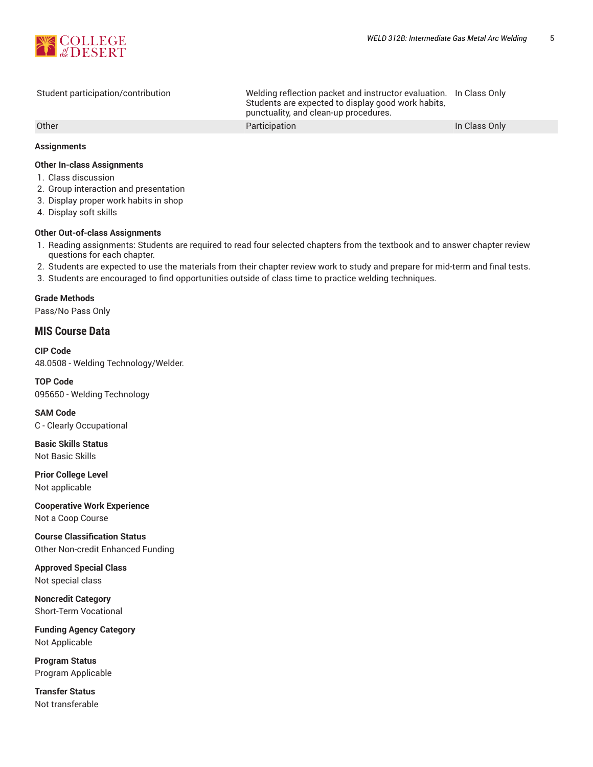| Student participation/contribution | Welding reflection packet and instructor evaluation. Students are expected to display good work habits, punctuality, and clean-up procedures. | In Class Only |
| --- | --- | --- |
| Other | Participation | In Class Only |

#### Assignments

**Other In-class Assignments**

1. Class discussion
2. Group interaction and presentation
3. Display proper work habits in shop
4. Display soft skills

**Other Out-of-class Assignments**

1. Reading assignments: Students are required to read four selected chapters from the textbook and to answer chapter review questions for each chapter.
2. Students are expected to use the materials from their chapter review work to study and prepare for mid-term and final tests.
3. Students are encouraged to find opportunities outside of class time to practice welding techniques.

#### Grade Methods

Pass/No Pass Only

## MIS Course Data

**CIP Code**
48.0508 - Welding Technology/Welder.

**TOP Code**
095650 - Welding Technology

**SAM Code**
C - Clearly Occupational

**Basic Skills Status**
Not Basic Skills

**Prior College Level**
Not applicable

**Cooperative Work Experience**
Not a Coop Course

**Course Classification Status**
Other Non-credit Enhanced Funding

**Approved Special Class**
Not special class

**Noncredit Category**
Short-Term Vocational

**Funding Agency Category**
Not Applicable

**Program Status**
Program Applicable

**Transfer Status**
Not transferable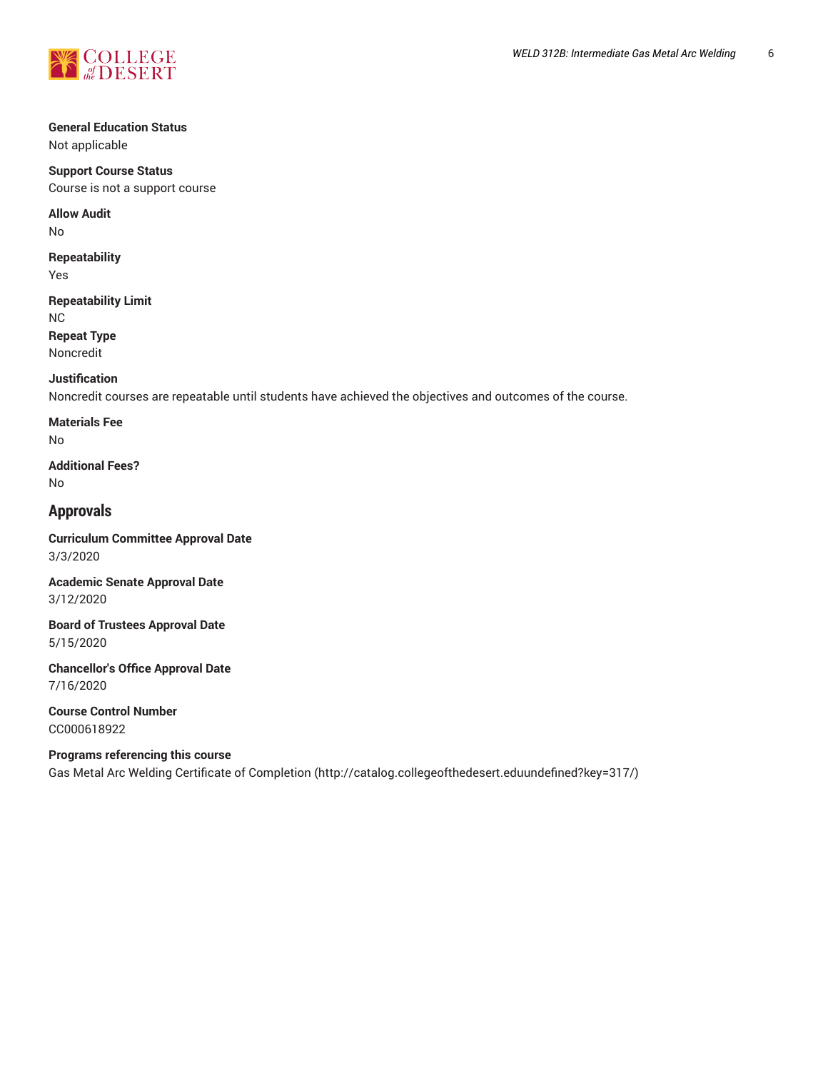**General Education Status**
Not applicable

**Support Course Status**
Course is not a support course

**Allow Audit**
No

**Repeatability**
Yes

**Repeatability Limit**
NC

**Repeat Type**
Noncredit

**Justification**
Noncredit courses are repeatable until students have achieved the objectives and outcomes of the course.

**Materials Fee**
No

**Additional Fees?**
No

## Approvals

**Curriculum Committee Approval Date**
3/3/2020

**Academic Senate Approval Date**
3/12/2020

**Board of Trustees Approval Date**
5/15/2020

**Chancellor's Office Approval Date**
7/16/2020

**Course Control Number**
CC000618922

**Programs referencing this course**
Gas Metal Arc Welding Certificate of Completion (http://catalog.collegeofthedesert.eduundefined?key=317/)